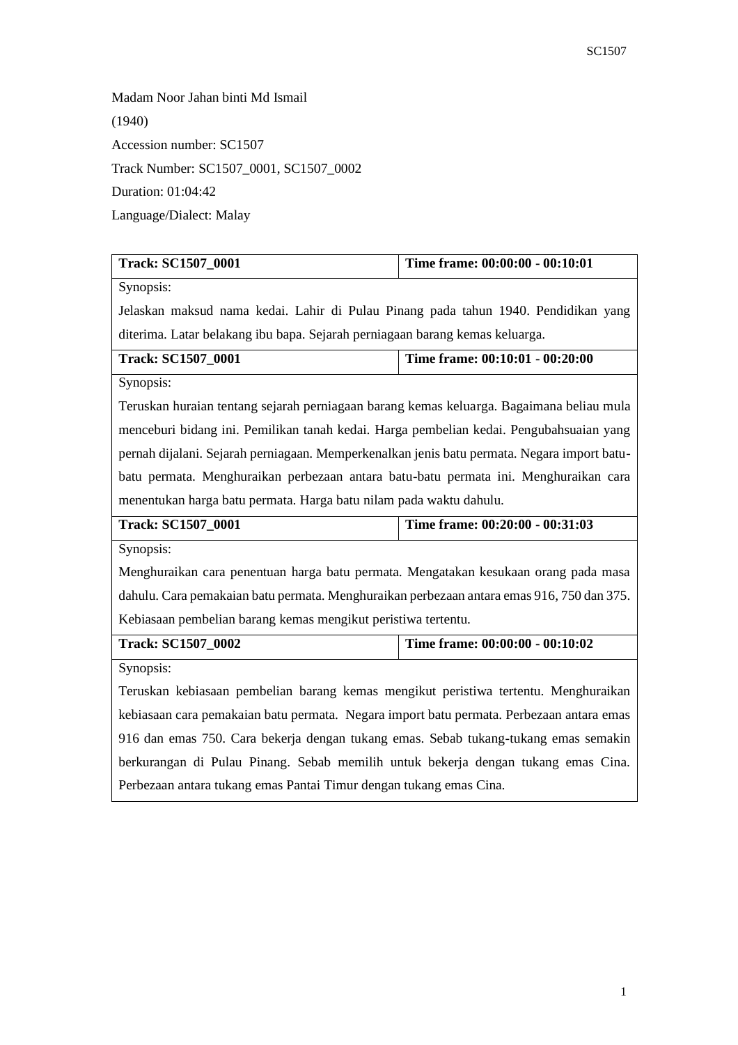Madam Noor Jahan binti Md Ismail

(1940)

Accession number: SC1507

Track Number: SC1507_0001, SC1507_0002

Duration: 01:04:42

Language/Dialect: Malay

| **Track: SC1507_0001** | **Time frame: 00:00:00 - 00:10:01** |
|---|---|
| Synopsis: Jelaskan maksud nama kedai. Lahir di Pulau Pinang pada tahun 1940. Pendidikan yang diterima. Latar belakang ibu bapa. Sejarah perniagaan barang kemas keluarga. | |
| **Track: SC1507_0001** | **Time frame: 00:10:01 - 00:20:00** |
| Synopsis: Teruskan huraian tentang sejarah perniagaan barang kemas keluarga. Bagaimana beliau mula menceburi bidang ini. Pemilikan tanah kedai. Harga pembelian kedai. Pengubahsuaian yang pernah dijalani. Sejarah perniagaan. Memperkenalkan jenis batu permata. Negara import batu-batu permata. Menghuraikan perbezaan antara batu-batu permata ini. Menghuraikan cara menentukan harga batu permata. Harga batu nilam pada waktu dahulu. | |
| **Track: SC1507_0001** | **Time frame: 00:20:00 - 00:31:03** |
| Synopsis: Menghuraikan cara penentuan harga batu permata. Mengatakan kesukaan orang pada masa dahulu. Cara pemakaian batu permata. Menghuraikan perbezaan antara emas 916, 750 dan 375. Kebiasaan pembelian barang kemas mengikut peristiwa tertentu. | |
| **Track: SC1507_0002** | **Time frame: 00:00:00 - 00:10:02** |
| Synopsis: Teruskan kebiasaan pembelian barang kemas mengikut peristiwa tertentu. Menghuraikan kebiasaan cara pemakaian batu permata. Negara import batu permata. Perbezaan antara emas 916 dan emas 750. Cara bekerja dengan tukang emas. Sebab tukang-tukang emas semakin berkurangan di Pulau Pinang. Sebab memilih untuk bekerja dengan tukang emas Cina. Perbezaan antara tukang emas Pantai Timur dengan tukang emas Cina. | |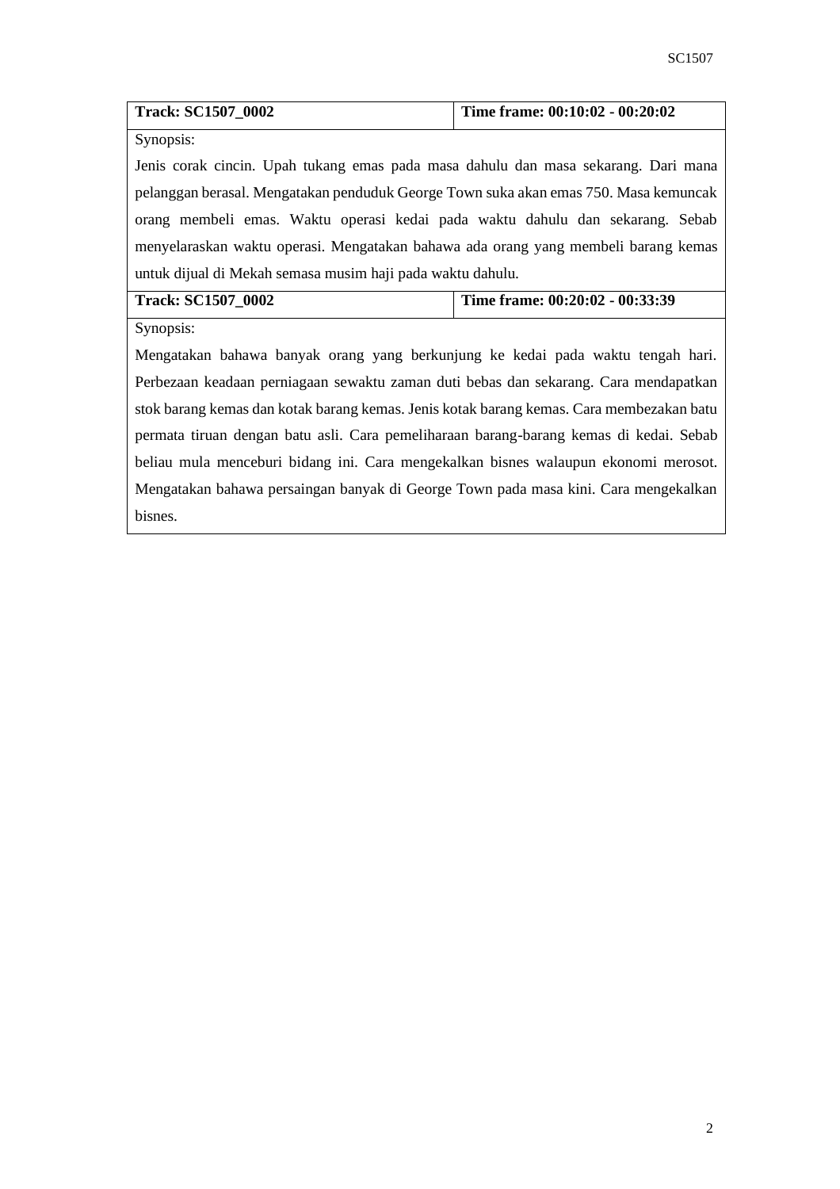| **Track: SC1507_0002** | **Time frame: 00:10:02 - 00:20:02** |
|---|---|
| Synopsis:<br>Jenis corak cincin. Upah tukang emas pada masa dahulu dan masa sekarang. Dari mana pelanggan berasal. Mengatakan penduduk George Town suka akan emas 750. Masa kemuncak orang membeli emas. Waktu operasi kedai pada waktu dahulu dan sekarang. Sebab menyelaraskan waktu operasi. Mengatakan bahawa ada orang yang membeli barang kemas untuk dijual di Mekah semasa musim haji pada waktu dahulu. | |
| **Track: SC1507_0002** | **Time frame: 00:20:02 - 00:33:39** |
| Synopsis:<br>Mengatakan bahawa banyak orang yang berkunjung ke kedai pada waktu tengah hari. Perbezaan keadaan perniagaan sewaktu zaman duti bebas dan sekarang. Cara mendapatkan stok barang kemas dan kotak barang kemas. Jenis kotak barang kemas. Cara membezakan batu permata tiruan dengan batu asli. Cara pemeliharaan barang-barang kemas di kedai. Sebab beliau mula menceburi bidang ini. Cara mengekalkan bisnes walaupun ekonomi merosot. Mengatakan bahawa persaingan banyak di George Town pada masa kini. Cara mengekalkan bisnes. | |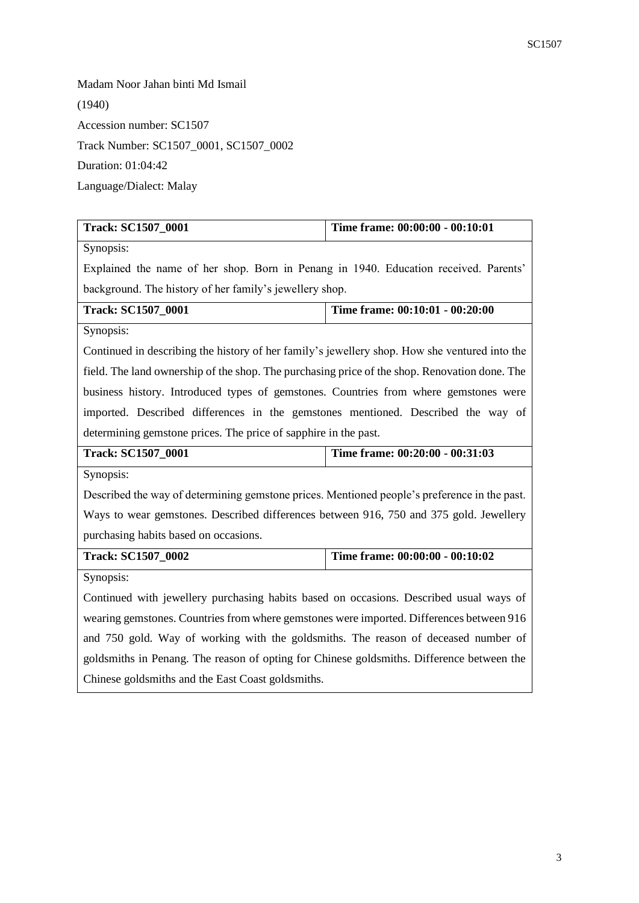Madam Noor Jahan binti Md Ismail

(1940)

Accession number: SC1507

Track Number: SC1507_0001, SC1507_0002

Duration: 01:04:42

Language/Dialect: Malay

| **Track: SC1507_0001** | **Time frame: 00:00:00 - 00:10:01** |
|---|---|
| Synopsis: Explained the name of her shop. Born in Penang in 1940. Education received. Parents' background. The history of her family's jewellery shop. | |
| **Track: SC1507_0001** | **Time frame: 00:10:01 - 00:20:00** |
| Synopsis: Continued in describing the history of her family's jewellery shop. How she ventured into the field. The land ownership of the shop. The purchasing price of the shop. Renovation done. The business history. Introduced types of gemstones. Countries from where gemstones were imported. Described differences in the gemstones mentioned. Described the way of determining gemstone prices. The price of sapphire in the past. | |
| **Track: SC1507_0001** | **Time frame: 00:20:00 - 00:31:03** |
| Synopsis: Described the way of determining gemstone prices. Mentioned people's preference in the past. Ways to wear gemstones. Described differences between 916, 750 and 375 gold. Jewellery purchasing habits based on occasions. | |
| **Track: SC1507_0002** | **Time frame: 00:00:00 - 00:10:02** |
| Synopsis: Continued with jewellery purchasing habits based on occasions. Described usual ways of wearing gemstones. Countries from where gemstones were imported. Differences between 916 and 750 gold. Way of working with the goldsmiths. The reason of deceased number of goldsmiths in Penang. The reason of opting for Chinese goldsmiths. Difference between the Chinese goldsmiths and the East Coast goldsmiths. | |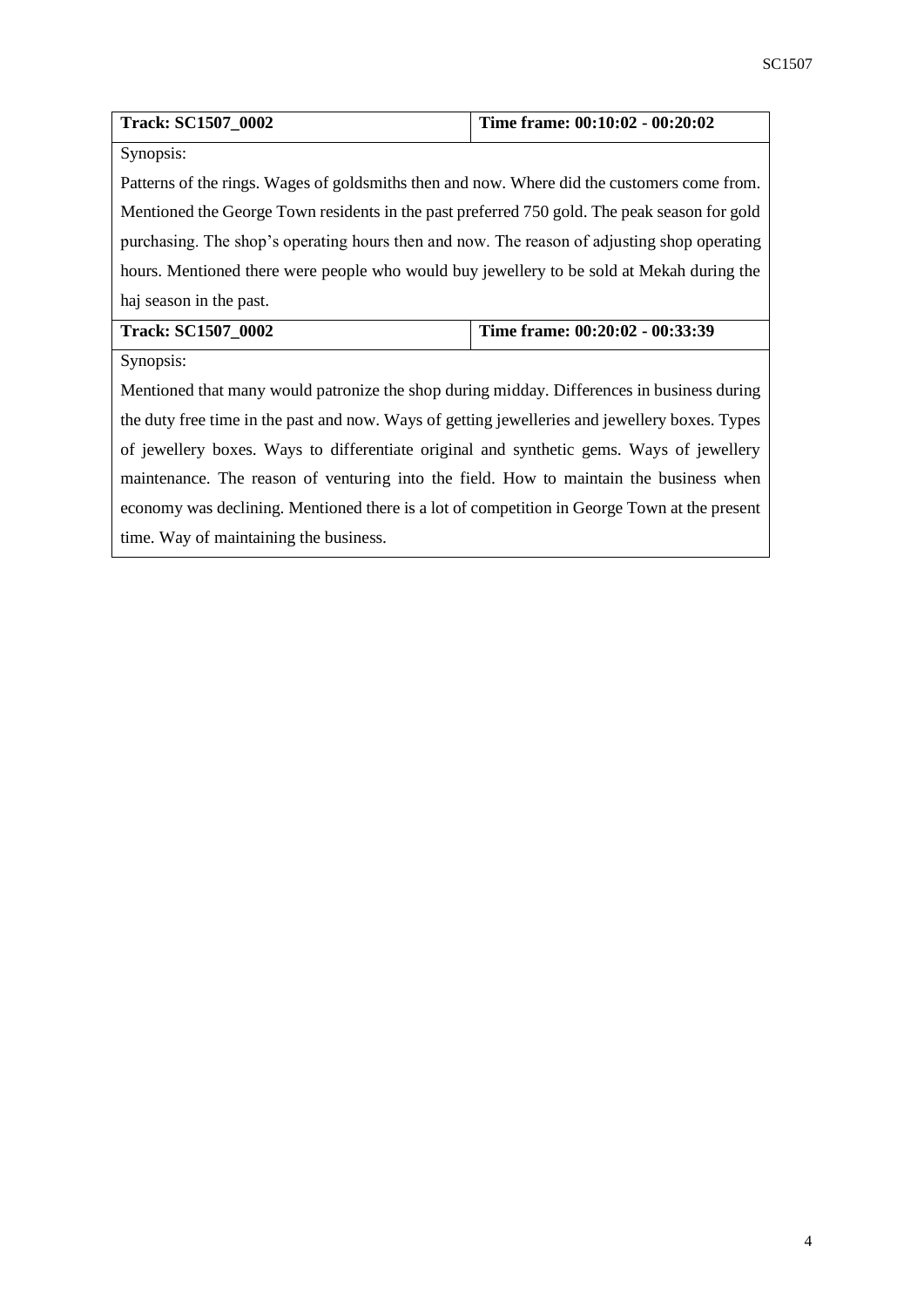| **Track: SC1507_0002** | **Time frame: 00:10:02 - 00:20:02** |
| --- | --- |
| Synopsis: Patterns of the rings. Wages of goldsmiths then and now. Where did the customers come from. Mentioned the George Town residents in the past preferred 750 gold. The peak season for gold purchasing. The shop's operating hours then and now. The reason of adjusting shop operating hours. Mentioned there were people who would buy jewellery to be sold at Mekah during the haj season in the past. | |
| **Track: SC1507_0002** | **Time frame: 00:20:02 - 00:33:39** |
| Synopsis: Mentioned that many would patronize the shop during midday. Differences in business during the duty free time in the past and now. Ways of getting jewelleries and jewellery boxes. Types of jewellery boxes. Ways to differentiate original and synthetic gems. Ways of jewellery maintenance. The reason of venturing into the field. How to maintain the business when economy was declining. Mentioned there is a lot of competition in George Town at the present time. Way of maintaining the business. | |